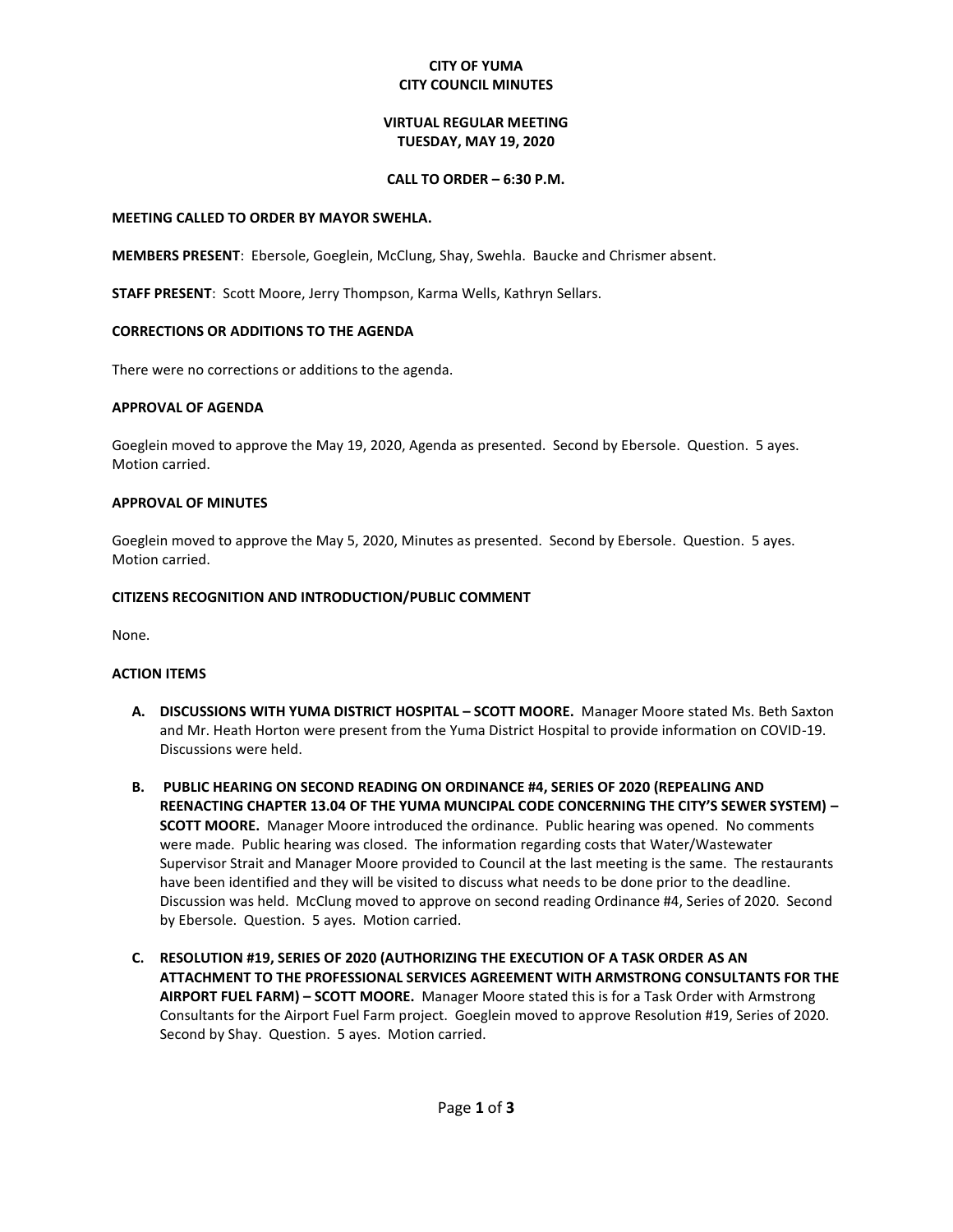**CITY OF YUMA**
**CITY COUNCIL MINUTES**

**VIRTUAL REGULAR MEETING**
**TUESDAY, MAY 19, 2020**

**CALL TO ORDER – 6:30 P.M.**

**MEETING CALLED TO ORDER BY MAYOR SWEHLA.**

**MEMBERS PRESENT**: Ebersole, Goeglein, McClung, Shay, Swehla. Baucke and Chrismer absent.

**STAFF PRESENT**: Scott Moore, Jerry Thompson, Karma Wells, Kathryn Sellars.

**CORRECTIONS OR ADDITIONS TO THE AGENDA**

There were no corrections or additions to the agenda.

**APPROVAL OF AGENDA**

Goeglein moved to approve the May 19, 2020, Agenda as presented. Second by Ebersole. Question. 5 ayes. Motion carried.

**APPROVAL OF MINUTES**

Goeglein moved to approve the May 5, 2020, Minutes as presented. Second by Ebersole. Question. 5 ayes. Motion carried.

**CITIZENS RECOGNITION AND INTRODUCTION/PUBLIC COMMENT**

None.

**ACTION ITEMS**

- **A. DISCUSSIONS WITH YUMA DISTRICT HOSPITAL – SCOTT MOORE.** Manager Moore stated Ms. Beth Saxton and Mr. Heath Horton were present from the Yuma District Hospital to provide information on COVID-19. Discussions were held.

- **B. PUBLIC HEARING ON SECOND READING ON ORDINANCE #4, SERIES OF 2020 (REPEALING AND REENACTING CHAPTER 13.04 OF THE YUMA MUNCIPAL CODE CONCERNING THE CITY'S SEWER SYSTEM) – SCOTT MOORE.** Manager Moore introduced the ordinance. Public hearing was opened. No comments were made. Public hearing was closed. The information regarding costs that Water/Wastewater Supervisor Strait and Manager Moore provided to Council at the last meeting is the same. The restaurants have been identified and they will be visited to discuss what needs to be done prior to the deadline. Discussion was held. McClung moved to approve on second reading Ordinance #4, Series of 2020. Second by Ebersole. Question. 5 ayes. Motion carried.

- **C. RESOLUTION #19, SERIES OF 2020 (AUTHORIZING THE EXECUTION OF A TASK ORDER AS AN ATTACHMENT TO THE PROFESSIONAL SERVICES AGREEMENT WITH ARMSTRONG CONSULTANTS FOR THE AIRPORT FUEL FARM) – SCOTT MOORE.** Manager Moore stated this is for a Task Order with Armstrong Consultants for the Airport Fuel Farm project. Goeglein moved to approve Resolution #19, Series of 2020. Second by Shay. Question. 5 ayes. Motion carried.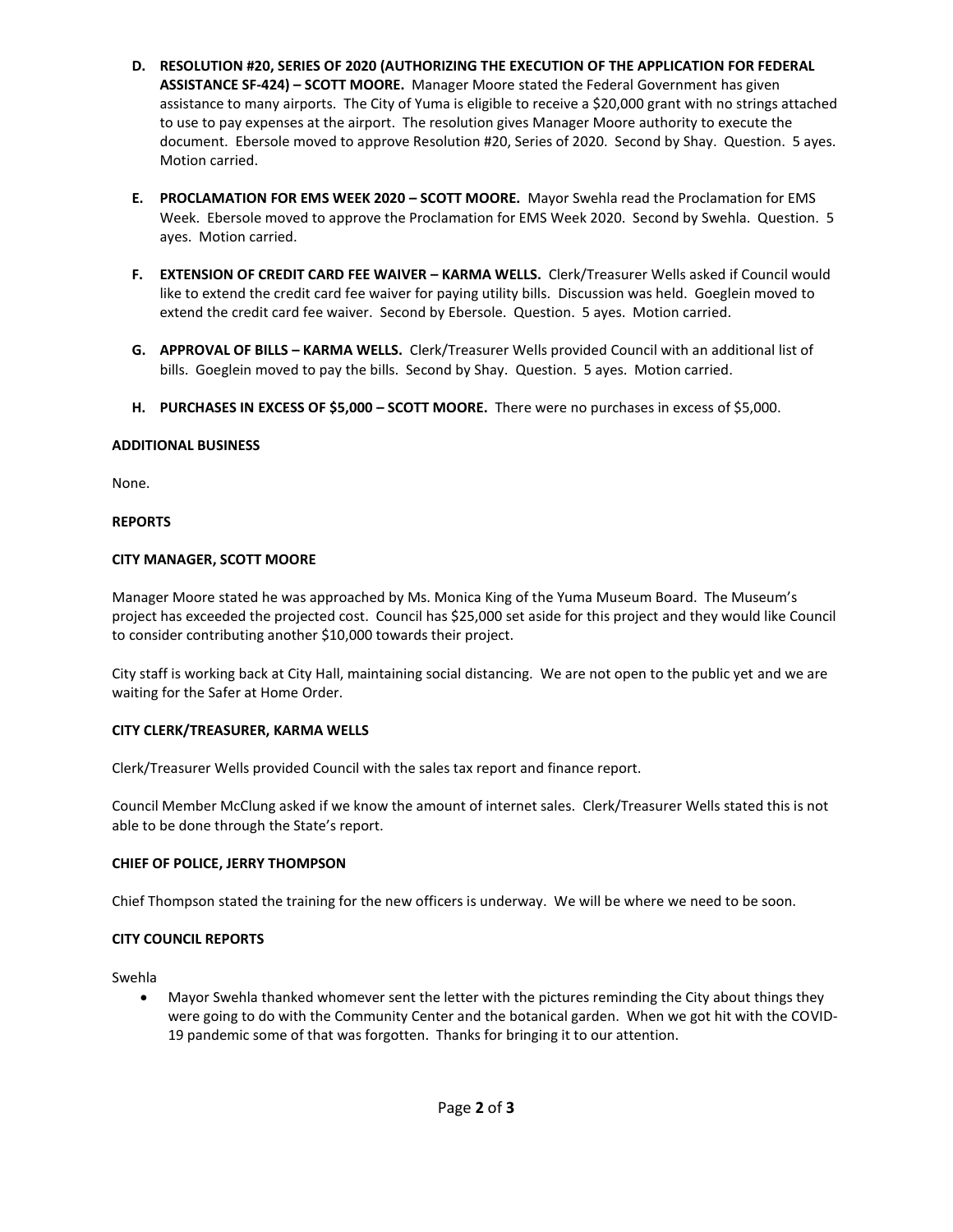**D. RESOLUTION #20, SERIES OF 2020 (AUTHORIZING THE EXECUTION OF THE APPLICATION FOR FEDERAL ASSISTANCE SF-424) – SCOTT MOORE.** Manager Moore stated the Federal Government has given assistance to many airports. The City of Yuma is eligible to receive a $20,000 grant with no strings attached to use to pay expenses at the airport. The resolution gives Manager Moore authority to execute the document. Ebersole moved to approve Resolution #20, Series of 2020. Second by Shay. Question. 5 ayes. Motion carried.

**E. PROCLAMATION FOR EMS WEEK 2020 – SCOTT MOORE.** Mayor Swehla read the Proclamation for EMS Week. Ebersole moved to approve the Proclamation for EMS Week 2020. Second by Swehla. Question. 5 ayes. Motion carried.

**F. EXTENSION OF CREDIT CARD FEE WAIVER – KARMA WELLS.** Clerk/Treasurer Wells asked if Council would like to extend the credit card fee waiver for paying utility bills. Discussion was held. Goeglein moved to extend the credit card fee waiver. Second by Ebersole. Question. 5 ayes. Motion carried.

**G. APPROVAL OF BILLS – KARMA WELLS.** Clerk/Treasurer Wells provided Council with an additional list of bills. Goeglein moved to pay the bills. Second by Shay. Question. 5 ayes. Motion carried.

**H. PURCHASES IN EXCESS OF $5,000 – SCOTT MOORE.** There were no purchases in excess of $5,000.

**ADDITIONAL BUSINESS**

None.

**REPORTS**

**CITY MANAGER, SCOTT MOORE**

Manager Moore stated he was approached by Ms. Monica King of the Yuma Museum Board. The Museum's project has exceeded the projected cost. Council has $25,000 set aside for this project and they would like Council to consider contributing another $10,000 towards their project.

City staff is working back at City Hall, maintaining social distancing. We are not open to the public yet and we are waiting for the Safer at Home Order.

**CITY CLERK/TREASURER, KARMA WELLS**

Clerk/Treasurer Wells provided Council with the sales tax report and finance report.

Council Member McClung asked if we know the amount of internet sales. Clerk/Treasurer Wells stated this is not able to be done through the State's report.

**CHIEF OF POLICE, JERRY THOMPSON**

Chief Thompson stated the training for the new officers is underway. We will be where we need to be soon.

**CITY COUNCIL REPORTS**

Swehla

- Mayor Swehla thanked whomever sent the letter with the pictures reminding the City about things they were going to do with the Community Center and the botanical garden. When we got hit with the COVID-19 pandemic some of that was forgotten. Thanks for bringing it to our attention.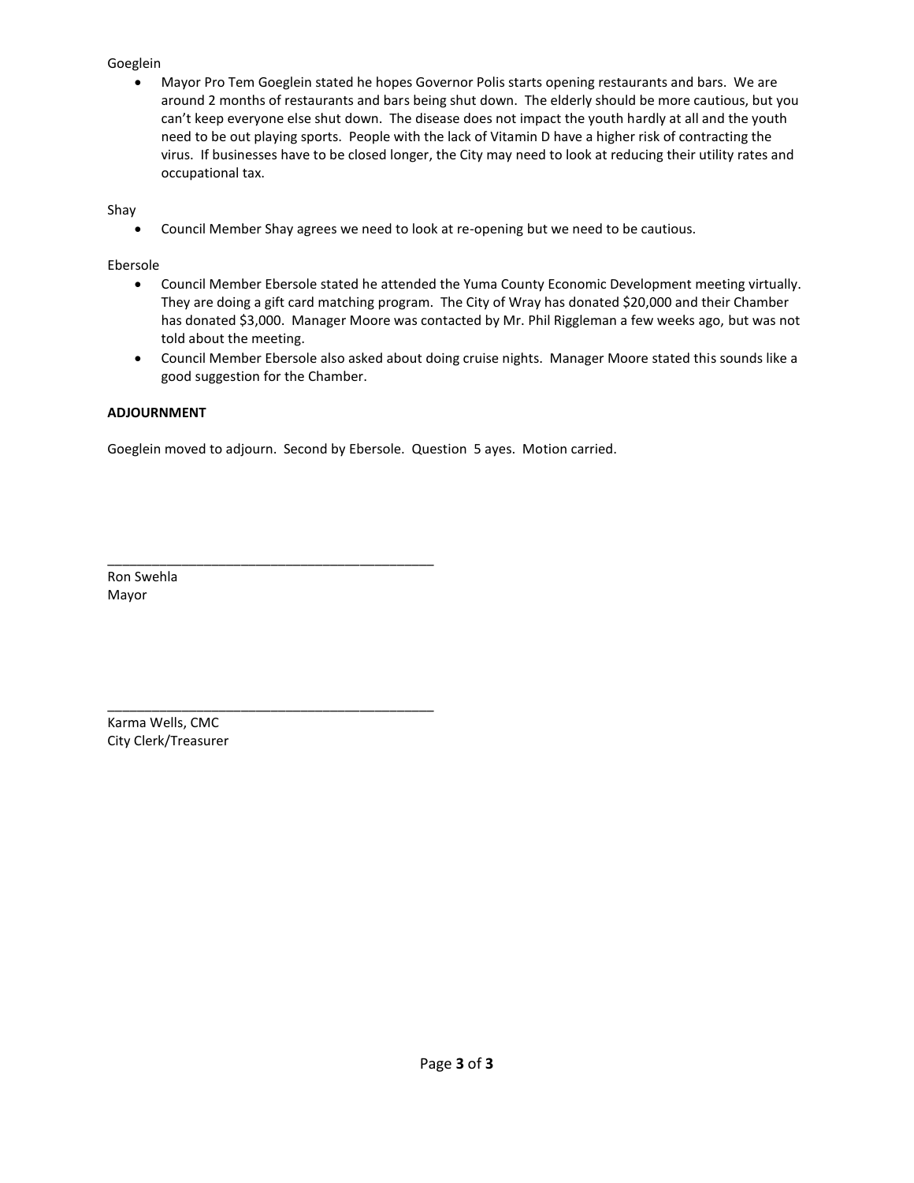Goeglein

- Mayor Pro Tem Goeglein stated he hopes Governor Polis starts opening restaurants and bars. We are around 2 months of restaurants and bars being shut down. The elderly should be more cautious, but you can't keep everyone else shut down. The disease does not impact the youth hardly at all and the youth need to be out playing sports. People with the lack of Vitamin D have a higher risk of contracting the virus. If businesses have to be closed longer, the City may need to look at reducing their utility rates and occupational tax.

Shay

- Council Member Shay agrees we need to look at re-opening but we need to be cautious.

Ebersole

- Council Member Ebersole stated he attended the Yuma County Economic Development meeting virtually. They are doing a gift card matching program. The City of Wray has donated $20,000 and their Chamber has donated $3,000. Manager Moore was contacted by Mr. Phil Riggleman a few weeks ago, but was not told about the meeting.
- Council Member Ebersole also asked about doing cruise nights. Manager Moore stated this sounds like a good suggestion for the Chamber.

**ADJOURNMENT**

Goeglein moved to adjourn. Second by Ebersole. Question 5 ayes. Motion carried.

_____________________________________________

Ron Swehla
Mayor

_____________________________________________

Karma Wells, CMC
City Clerk/Treasurer